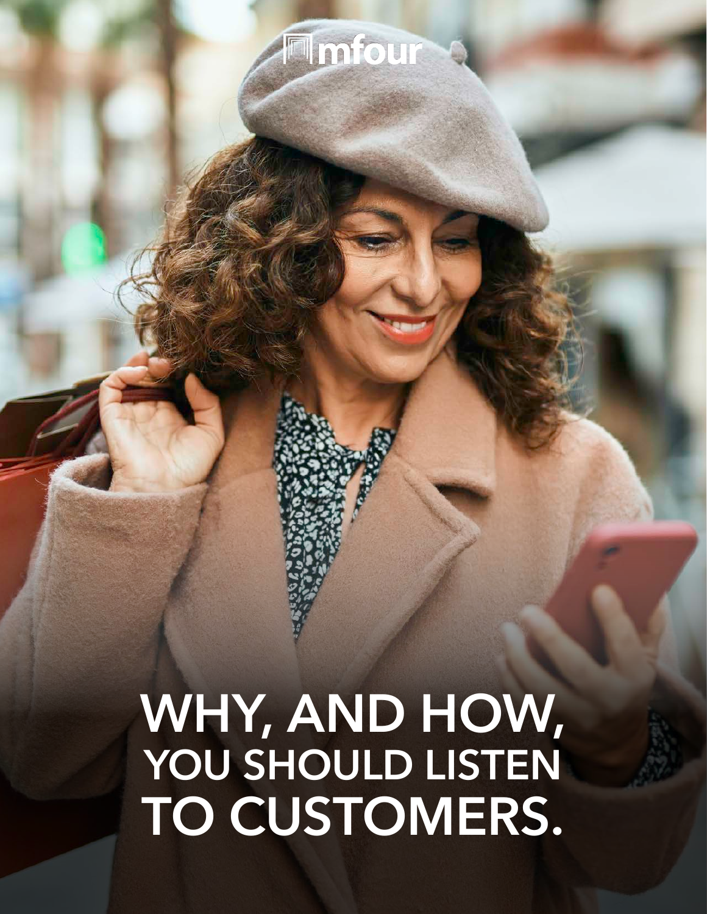mfour

# WHY, AND HOW, YOU SHOULD LISTEN TO CUSTOMERS.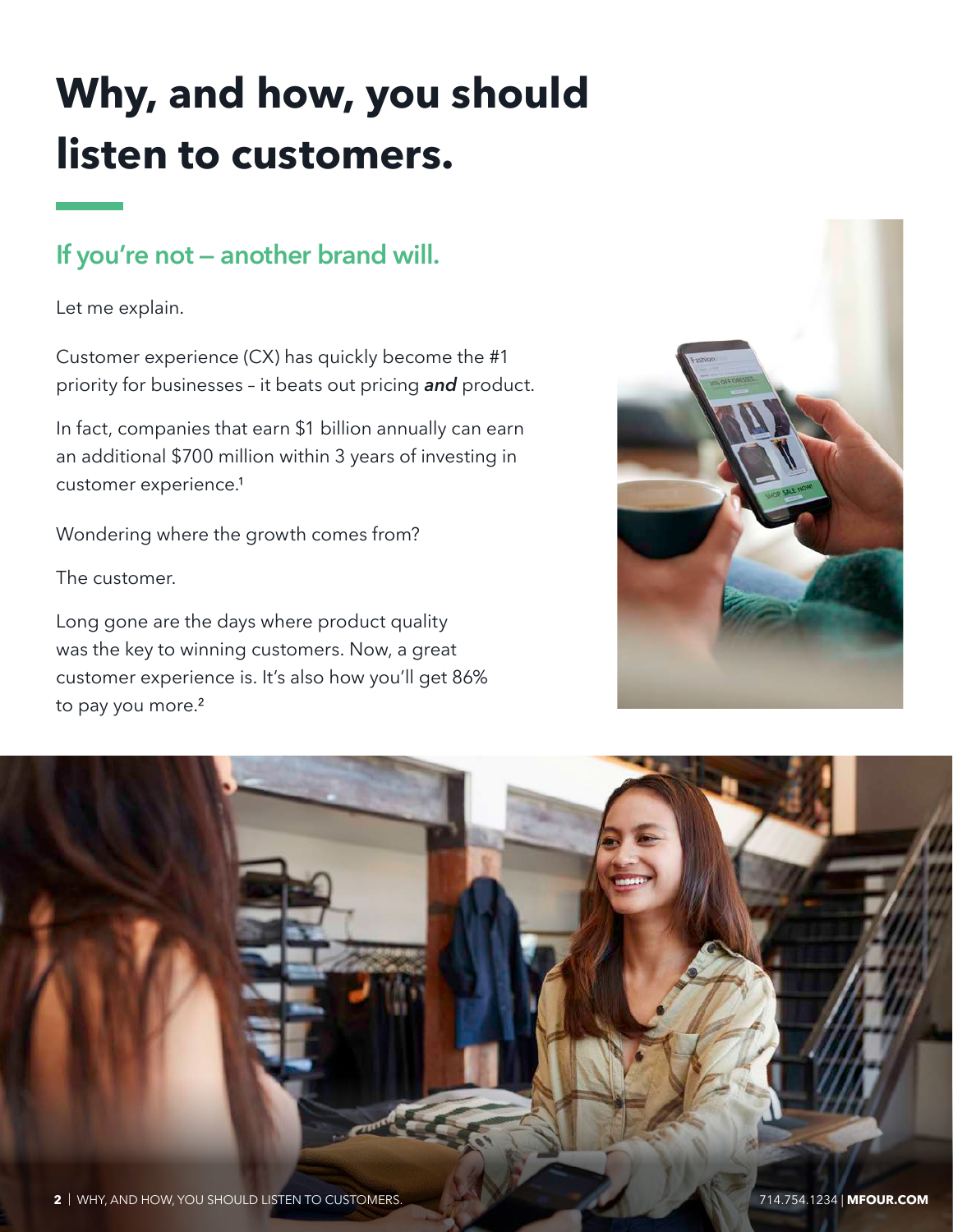# Why, and how, you should listen to customers.

## If you're not – another brand will.

Let me explain.

Customer experience (CX) has quickly become the #1 priority for businesses – it beats out pricing ***and*** product.

In fact, companies that earn $1 billion annually can earn an additional $700 million within 3 years of investing in customer experience.[1]

Wondering where the growth comes from?

The customer.

Long gone are the days where product quality was the key to winning customers. Now, a great customer experience is. It's also how you'll get 86% to pay you more.[2]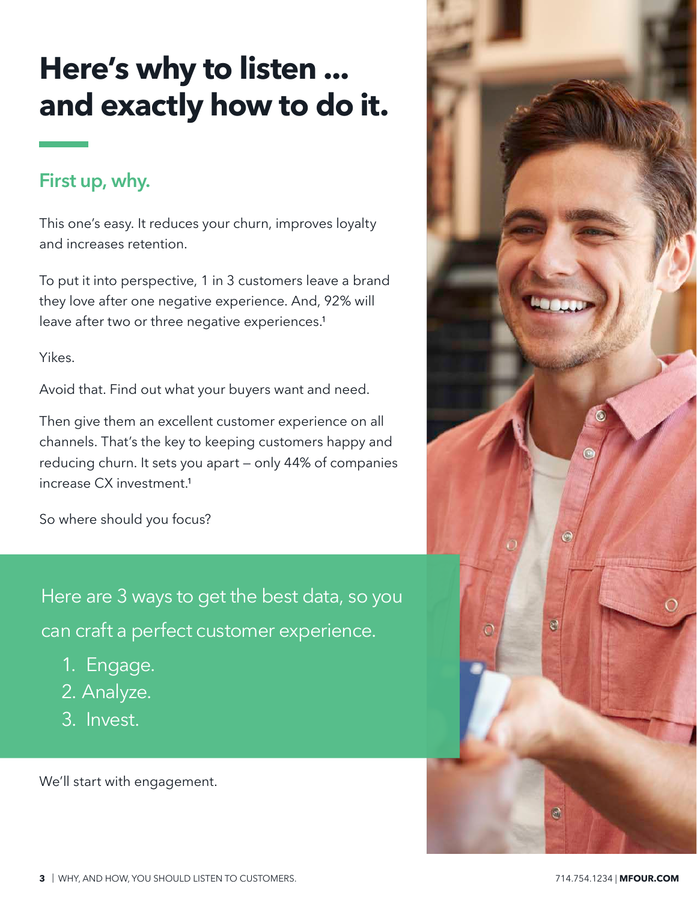# Here's why to listen ... and exactly how to do it.

## First up, why.

This one's easy. It reduces your churn, improves loyalty and increases retention.

To put it into perspective, 1 in 3 customers leave a brand they love after one negative experience. And, 92% will leave after two or three negative experiences.[1]

Yikes.

Avoid that. Find out what your buyers want and need.

Then give them an excellent customer experience on all channels. That's the key to keeping customers happy and reducing churn. It sets you apart – only 44% of companies increase CX investment.[1]

So where should you focus?

Here are 3 ways to get the best data, so you can craft a perfect customer experience.

1. Engage.
2. Analyze.
3. Invest.

We'll start with engagement.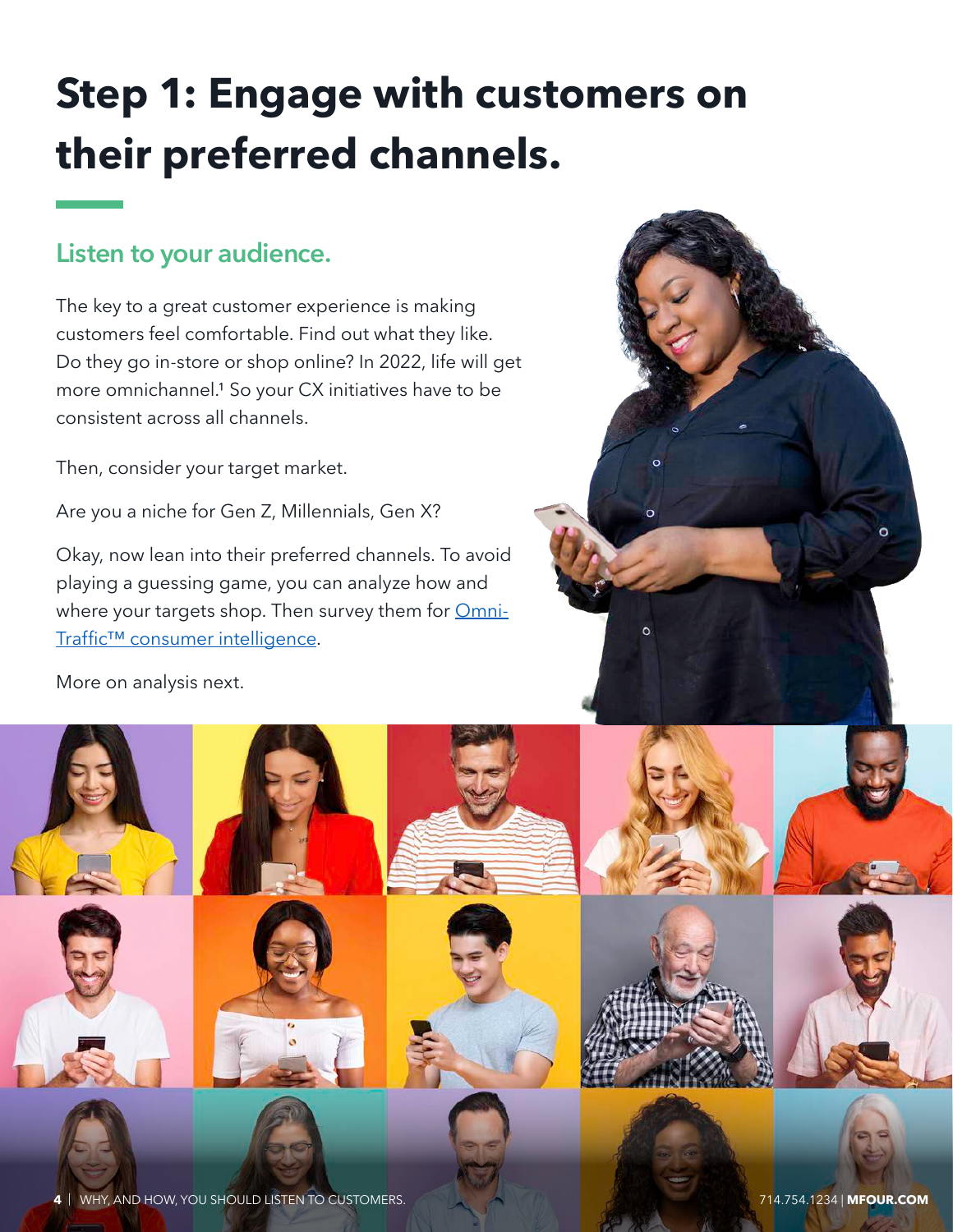# Step 1: Engage with customers on their preferred channels.

## Listen to your audience.

The key to a great customer experience is making customers feel comfortable. Find out what they like. Do they go in-store or shop online? In 2022, life will get more omnichannel.[1] So your CX initiatives have to be consistent across all channels.

Then, consider your target market.

Are you a niche for Gen Z, Millennials, Gen X?

Okay, now lean into their preferred channels. To avoid playing a guessing game, you can analyze how and where your targets shop. Then survey them for Omni-Traffic™ consumer intelligence.

More on analysis next.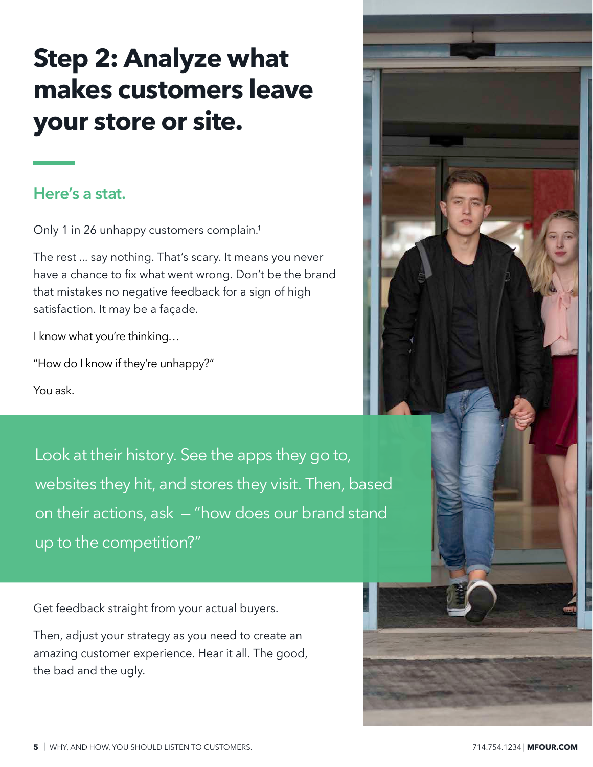# Step 2: Analyze what makes customers leave your store or site.

## Here's a stat.

Only 1 in 26 unhappy customers complain.[1]

The rest ... say nothing. That's scary. It means you never have a chance to fix what went wrong. Don't be the brand that mistakes no negative feedback for a sign of high satisfaction. It may be a façade.

I know what you're thinking…

"How do I know if they're unhappy?"

You ask.

Look at their history. See the apps they go to, websites they hit, and stores they visit. Then, based on their actions, ask – "how does our brand stand up to the competition?"

Get feedback straight from your actual buyers.

Then, adjust your strategy as you need to create an amazing customer experience. Hear it all. The good, the bad and the ugly.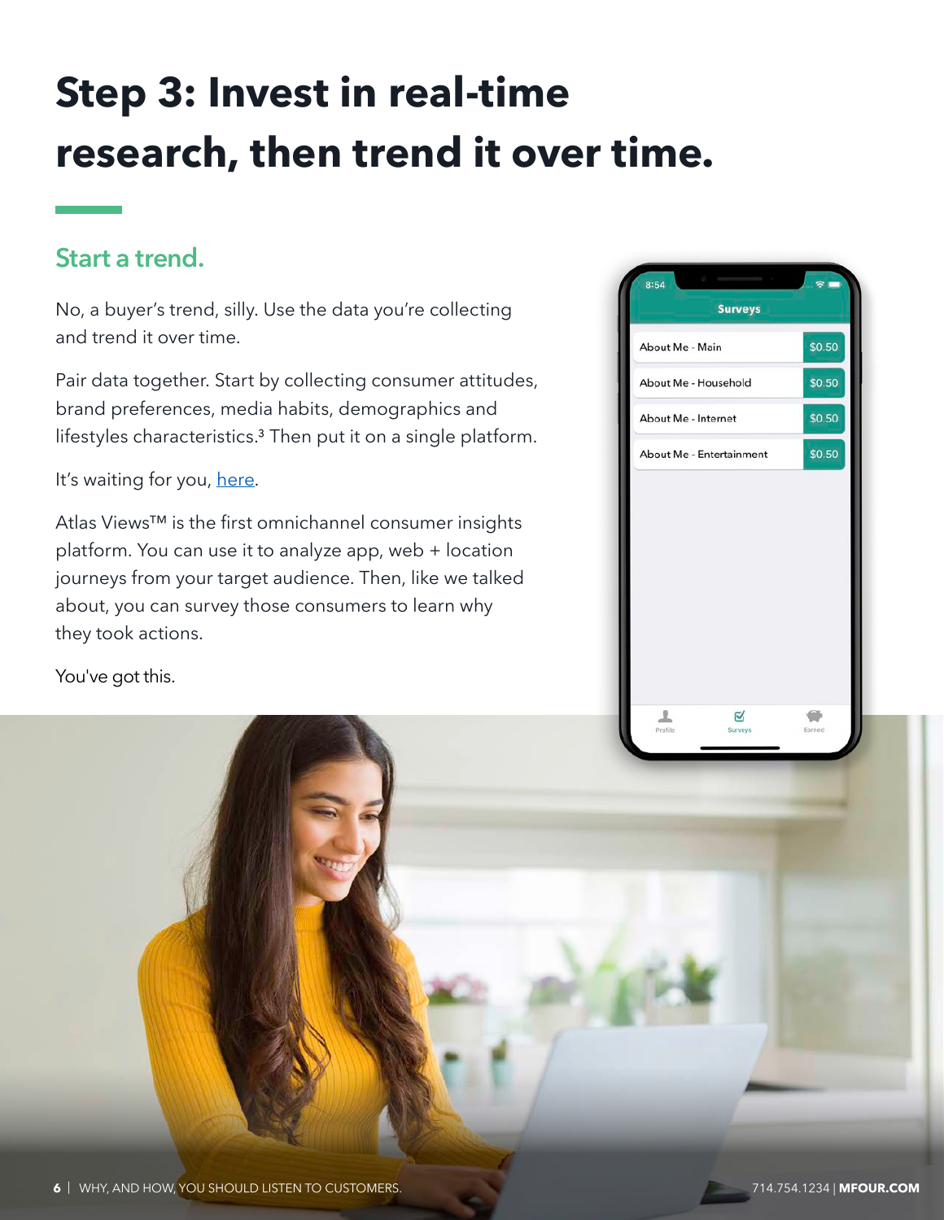# Step 3: Invest in real-time research, then trend it over time.

## Start a trend.

No, a buyer's trend, silly. Use the data you're collecting and trend it over time.

Pair data together. Start by collecting consumer attitudes, brand preferences, media habits, demographics and lifestyles characteristics.[3] Then put it on a single platform.

It's waiting for you, here.

Atlas Views™ is the first omnichannel consumer insights platform. You can use it to analyze app, web + location journeys from your target audience. Then, like we talked about, you can survey those consumers to learn why they took actions.

You've got this.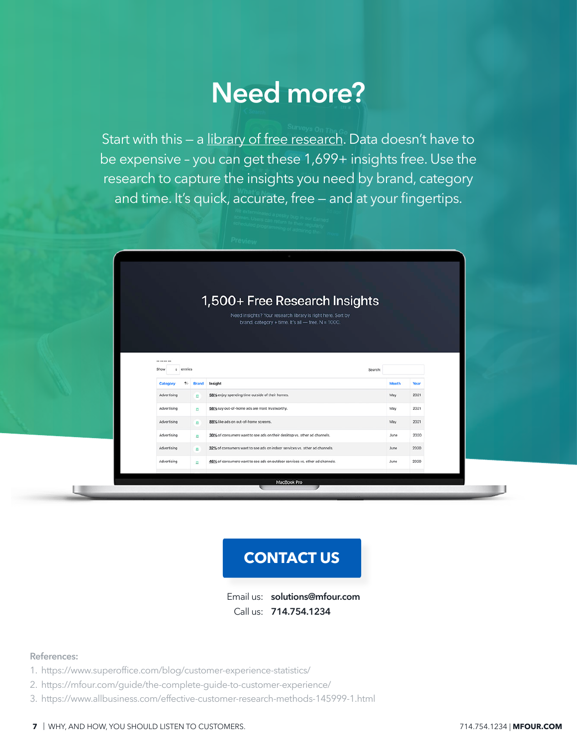# Need more?

Start with this – a library of free research. Data doesn't have to be expensive - you can get these 1,699+ insights free. Use the research to capture the insights you need by brand, category and time. It's quick, accurate, free – and at your fingertips.

**CONTACT US**

Email us: **solutions@mfour.com**

Call us: **714.754.1234**

References:

1. https://www.superoffice.com/blog/customer-experience-statistics/
2. https://mfour.com/guide/the-complete-guide-to-customer-experience/
3. https://www.allbusiness.com/effective-customer-research-methods-145999-1.html